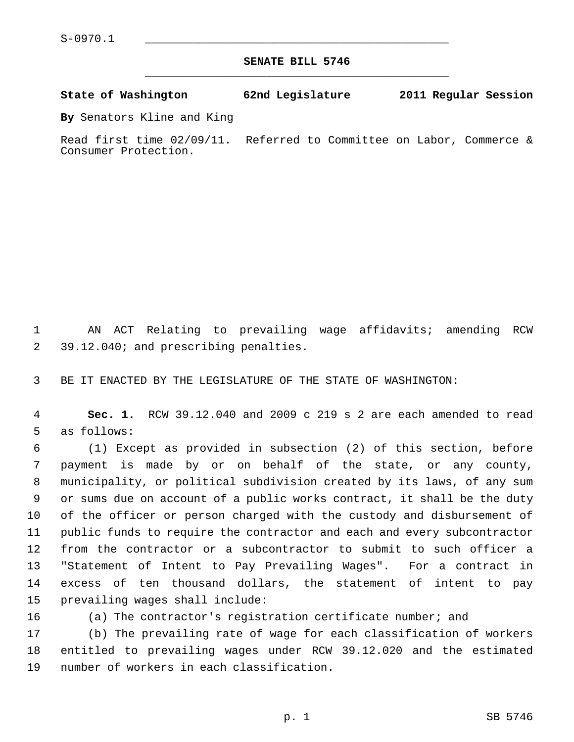S-0970.1

# SENATE BILL 5746

**State of Washington 62nd Legislature 2011 Regular Session**

**By** Senators Kline and King

Read first time 02/09/11. Referred to Committee on Labor, Commerce & Consumer Protection.

AN ACT Relating to prevailing wage affidavits; amending RCW 39.12.040; and prescribing penalties.

BE IT ENACTED BY THE LEGISLATURE OF THE STATE OF WASHINGTON:

**Sec. 1.** RCW 39.12.040 and 2009 c 219 s 2 are each amended to read as follows:

(1) Except as provided in subsection (2) of this section, before payment is made by or on behalf of the state, or any county, municipality, or political subdivision created by its laws, of any sum or sums due on account of a public works contract, it shall be the duty of the officer or person charged with the custody and disbursement of public funds to require the contractor and each and every subcontractor from the contractor or a subcontractor to submit to such officer a "Statement of Intent to Pay Prevailing Wages". For a contract in excess of ten thousand dollars, the statement of intent to pay prevailing wages shall include:

(a) The contractor's registration certificate number; and

(b) The prevailing rate of wage for each classification of workers entitled to prevailing wages under RCW 39.12.020 and the estimated number of workers in each classification.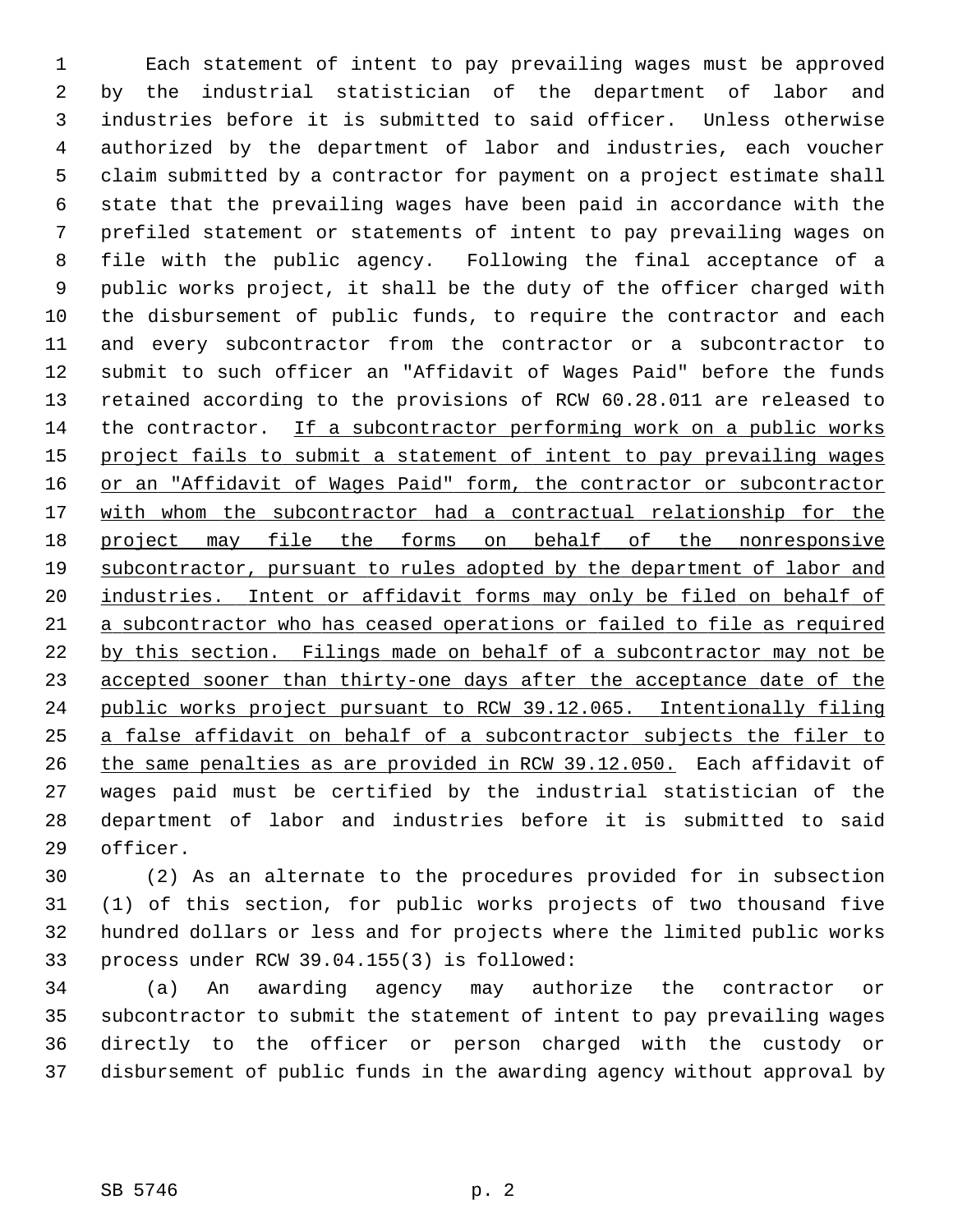Each statement of intent to pay prevailing wages must be approved by the industrial statistician of the department of labor and industries before it is submitted to said officer. Unless otherwise authorized by the department of labor and industries, each voucher claim submitted by a contractor for payment on a project estimate shall state that the prevailing wages have been paid in accordance with the prefiled statement or statements of intent to pay prevailing wages on file with the public agency. Following the final acceptance of a public works project, it shall be the duty of the officer charged with the disbursement of public funds, to require the contractor and each and every subcontractor from the contractor or a subcontractor to submit to such officer an "Affidavit of Wages Paid" before the funds retained according to the provisions of RCW 60.28.011 are released to the contractor. <u>If a subcontractor performing work on a public works project fails to submit a statement of intent to pay prevailing wages or an "Affidavit of Wages Paid" form, the contractor or subcontractor with whom the subcontractor had a contractual relationship for the project may file the forms on behalf of the nonresponsive subcontractor, pursuant to rules adopted by the department of labor and industries. Intent or affidavit forms may only be filed on behalf of a subcontractor who has ceased operations or failed to file as required by this section. Filings made on behalf of a subcontractor may not be accepted sooner than thirty-one days after the acceptance date of the public works project pursuant to RCW 39.12.065. Intentionally filing a false affidavit on behalf of a subcontractor subjects the filer to the same penalties as are provided in RCW 39.12.050.</u> Each affidavit of wages paid must be certified by the industrial statistician of the department of labor and industries before it is submitted to said officer.

(2) As an alternate to the procedures provided for in subsection (1) of this section, for public works projects of two thousand five hundred dollars or less and for projects where the limited public works process under RCW 39.04.155(3) is followed:

(a) An awarding agency may authorize the contractor or subcontractor to submit the statement of intent to pay prevailing wages directly to the officer or person charged with the custody or disbursement of public funds in the awarding agency without approval by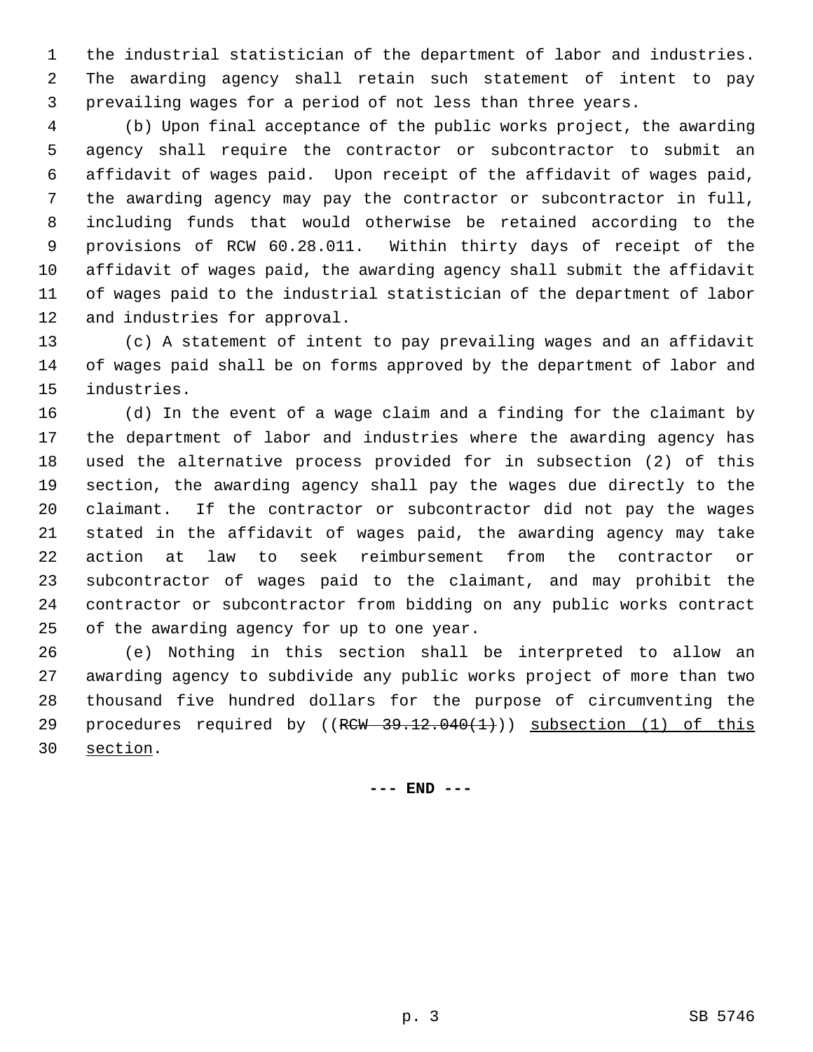the industrial statistician of the department of labor and industries. The awarding agency shall retain such statement of intent to pay prevailing wages for a period of not less than three years.

(b) Upon final acceptance of the public works project, the awarding agency shall require the contractor or subcontractor to submit an affidavit of wages paid. Upon receipt of the affidavit of wages paid, the awarding agency may pay the contractor or subcontractor in full, including funds that would otherwise be retained according to the provisions of RCW 60.28.011. Within thirty days of receipt of the affidavit of wages paid, the awarding agency shall submit the affidavit of wages paid to the industrial statistician of the department of labor and industries for approval.

(c) A statement of intent to pay prevailing wages and an affidavit of wages paid shall be on forms approved by the department of labor and industries.

(d) In the event of a wage claim and a finding for the claimant by the department of labor and industries where the awarding agency has used the alternative process provided for in subsection (2) of this section, the awarding agency shall pay the wages due directly to the claimant. If the contractor or subcontractor did not pay the wages stated in the affidavit of wages paid, the awarding agency may take action at law to seek reimbursement from the contractor or subcontractor of wages paid to the claimant, and may prohibit the contractor or subcontractor from bidding on any public works contract of the awarding agency for up to one year.

(e) Nothing in this section shall be interpreted to allow an awarding agency to subdivide any public works project of more than two thousand five hundred dollars for the purpose of circumventing the procedures required by ((~~RCW 39.12.040(1)~~)) <u>subsection (1) of this section</u>.

**--- END ---**